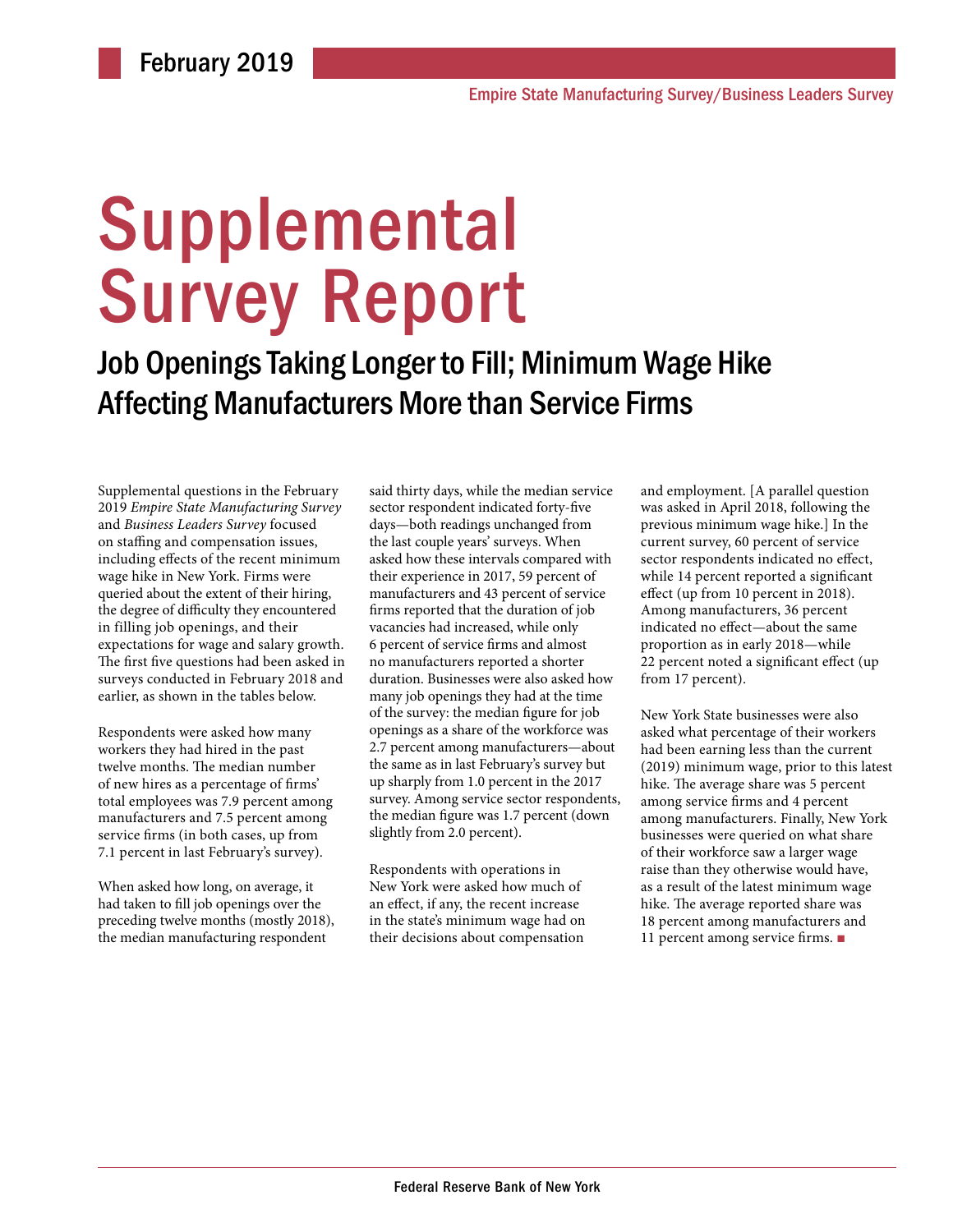February 2019

Empire State Manufacturing Survey/Business Leaders Survey

# Supplemental Survey Report

## Job Openings Taking Longer to Fill; Minimum Wage Hike Affecting Manufacturers More than Service Firms

Supplemental questions in the February 2019 *Empire State Manufacturing Survey* and *Business Leaders Survey* focused on staffing and compensation issues, including effects of the recent minimum wage hike in New York. Firms were queried about the extent of their hiring, the degree of difficulty they encountered in filling job openings, and their expectations for wage and salary growth. The first five questions had been asked in surveys conducted in February 2018 and earlier, as shown in the tables below.

Respondents were asked how many workers they had hired in the past twelve months. The median number of new hires as a percentage of firms' total employees was 7.9 percent among manufacturers and 7.5 percent among service firms (in both cases, up from 7.1 percent in last February's survey).

When asked how long, on average, it had taken to fill job openings over the preceding twelve months (mostly 2018), the median manufacturing respondent said thirty days, while the median service sector respondent indicated forty-five days—both readings unchanged from the last couple years' surveys. When asked how these intervals compared with their experience in 2017, 59 percent of manufacturers and 43 percent of service firms reported that the duration of job vacancies had increased, while only 6 percent of service firms and almost no manufacturers reported a shorter duration. Businesses were also asked how many job openings they had at the time of the survey: the median figure for job openings as a share of the workforce was 2.7 percent among manufacturers—about the same as in last February's survey but up sharply from 1.0 percent in the 2017 survey. Among service sector respondents, the median figure was 1.7 percent (down slightly from 2.0 percent).

Respondents with operations in New York were asked how much of an effect, if any, the recent increase in the state's minimum wage had on their decisions about compensation and employment. [A parallel question was asked in April 2018, following the previous minimum wage hike.] In the current survey, 60 percent of service sector respondents indicated no effect, while 14 percent reported a significant effect (up from 10 percent in 2018). Among manufacturers, 36 percent indicated no effect—about the same proportion as in early 2018—while 22 percent noted a significant effect (up from 17 percent).

New York State businesses were also asked what percentage of their workers had been earning less than the current (2019) minimum wage, prior to this latest hike. The average share was 5 percent among service firms and 4 percent among manufacturers. Finally, New York businesses were queried on what share of their workforce saw a larger wage raise than they otherwise would have, as a result of the latest minimum wage hike. The average reported share was 18 percent among manufacturers and 11 percent among service firms. ■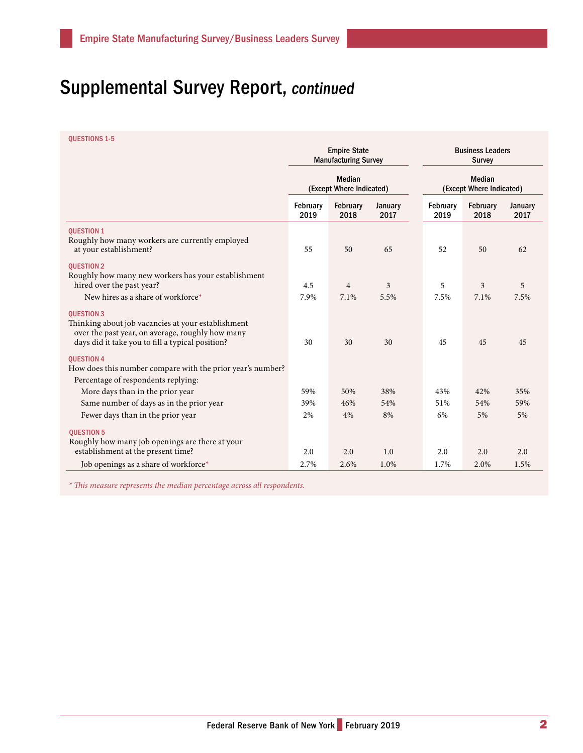# Supplemental Survey Report, *continued*

QUESTIONS 1-5

| | Empire State Manufacturing Survey | | | Business Leaders Survey | | |
|---|---|---|---|---|---|---|
| | Median (Except Where Indicated) | | | Median (Except Where Indicated) | | |
| | February 2019 | February 2018 | January 2017 | February 2019 | February 2018 | January 2017 |
| **QUESTION 1** Roughly how many workers are currently employed at your establishment? | 55 | 50 | 65 | 52 | 50 | 62 |
| **QUESTION 2** Roughly how many new workers has your establishment hired over the past year? | 4.5 | 4 | 3 | 5 | 3 | 5 |
| New hires as a share of workforce* | 7.9% | 7.1% | 5.5% | 7.5% | 7.1% | 7.5% |
| **QUESTION 3** Thinking about job vacancies at your establishment over the past year, on average, roughly how many days did it take you to fill a typical position? | 30 | 30 | 30 | 45 | 45 | 45 |
| **QUESTION 4** How does this number compare with the prior year's number? Percentage of respondents replying: | | | | | | |
| More days than in the prior year | 59% | 50% | 38% | 43% | 42% | 35% |
| Same number of days as in the prior year | 39% | 46% | 54% | 51% | 54% | 59% |
| Fewer days than in the prior year | 2% | 4% | 8% | 6% | 5% | 5% |
| **QUESTION 5** Roughly how many job openings are there at your establishment at the present time? | 2.0 | 2.0 | 1.0 | 2.0 | 2.0 | 2.0 |
| Job openings as a share of workforce* | 2.7% | 2.6% | 1.0% | 1.7% | 2.0% | 1.5% |

*\* This measure represents the median percentage across all respondents.*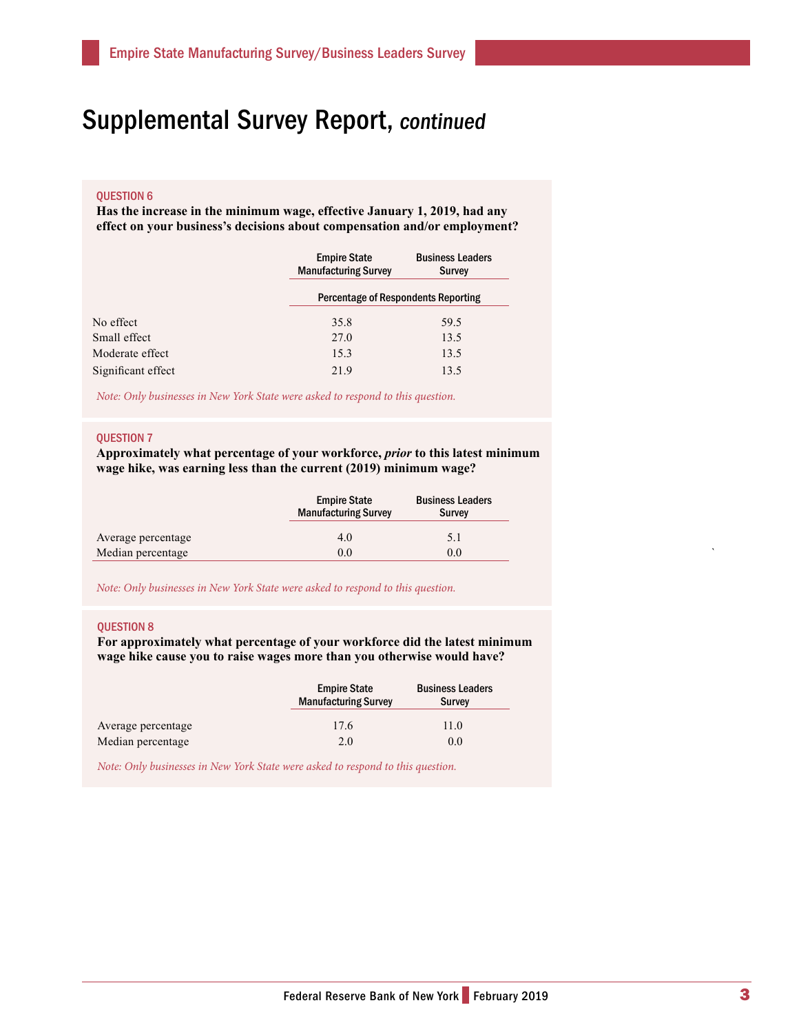# Supplemental Survey Report, *continued*

QUESTION 6

**Has the increase in the minimum wage, effective January 1, 2019, had any effect on your business's decisions about compensation and/or employment?**

| | Empire State Manufacturing Survey | Business Leaders Survey |
|---|---|---|
| | Percentage of Respondents Reporting | |
| No effect | 35.8 | 59.5 |
| Small effect | 27.0 | 13.5 |
| Moderate effect | 15.3 | 13.5 |
| Significant effect | 21.9 | 13.5 |

*Note: Only businesses in New York State were asked to respond to this question.*

QUESTION 7

**Approximately what percentage of your workforce, *prior* to this latest minimum wage hike, was earning less than the current (2019) minimum wage?**

| | Empire State Manufacturing Survey | Business Leaders Survey |
|---|---|---|
| Average percentage | 4.0 | 5.1 |
| Median percentage | 0.0 | 0.0 |

*Note: Only businesses in New York State were asked to respond to this question.*

QUESTION 8

**For approximately what percentage of your workforce did the latest minimum wage hike cause you to raise wages more than you otherwise would have?**

| | Empire State Manufacturing Survey | Business Leaders Survey |
|---|---|---|
| Average percentage | 17.6 | 11.0 |
| Median percentage | 2.0 | 0.0 |

*Note: Only businesses in New York State were asked to respond to this question.*